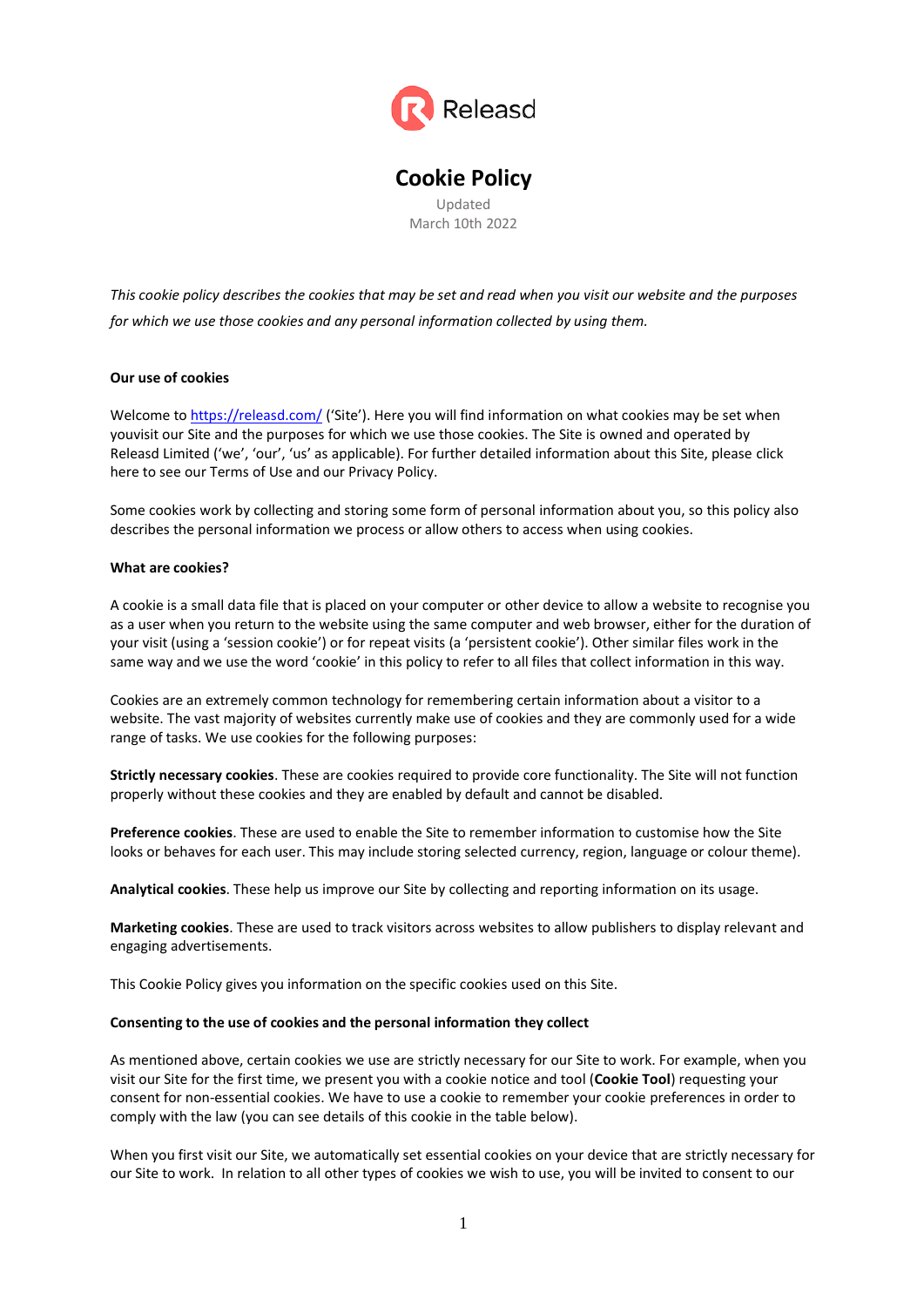Releasd

# Cookie Policy

Updated
March 10th 2022

*This cookie policy describes the cookies that may be set and read when you visit our website and the purposes for which we use those cookies and any personal information collected by using them.*

**Our use of cookies**

Welcome to [https://releasd.com/](https://releasd.com/) ('Site'). Here you will find information on what cookies may be set when youvisit our Site and the purposes for which we use those cookies. The Site is owned and operated by Releasd Limited ('we', 'our', 'us' as applicable). For further detailed information about this Site, please click here to see our Terms of Use and our Privacy Policy.

Some cookies work by collecting and storing some form of personal information about you, so this policy also describes the personal information we process or allow others to access when using cookies.

**What are cookies?**

A cookie is a small data file that is placed on your computer or other device to allow a website to recognise you as a user when you return to the website using the same computer and web browser, either for the duration of your visit (using a 'session cookie') or for repeat visits (a 'persistent cookie'). Other similar files work in the same way and we use the word 'cookie' in this policy to refer to all files that collect information in this way.

Cookies are an extremely common technology for remembering certain information about a visitor to a website. The vast majority of websites currently make use of cookies and they are commonly used for a wide range of tasks. We use cookies for the following purposes:

**Strictly necessary cookies**. These are cookies required to provide core functionality. The Site will not function properly without these cookies and they are enabled by default and cannot be disabled.

**Preference cookies**. These are used to enable the Site to remember information to customise how the Site looks or behaves for each user. This may include storing selected currency, region, language or colour theme).

**Analytical cookies**. These help us improve our Site by collecting and reporting information on its usage.

**Marketing cookies**. These are used to track visitors across websites to allow publishers to display relevant and engaging advertisements.

This Cookie Policy gives you information on the specific cookies used on this Site.

**Consenting to the use of cookies and the personal information they collect**

As mentioned above, certain cookies we use are strictly necessary for our Site to work. For example, when you visit our Site for the first time, we present you with a cookie notice and tool (**Cookie Tool**) requesting your consent for non-essential cookies. We have to use a cookie to remember your cookie preferences in order to comply with the law (you can see details of this cookie in the table below).

When you first visit our Site, we automatically set essential cookies on your device that are strictly necessary for our Site to work. In relation to all other types of cookies we wish to use, you will be invited to consent to our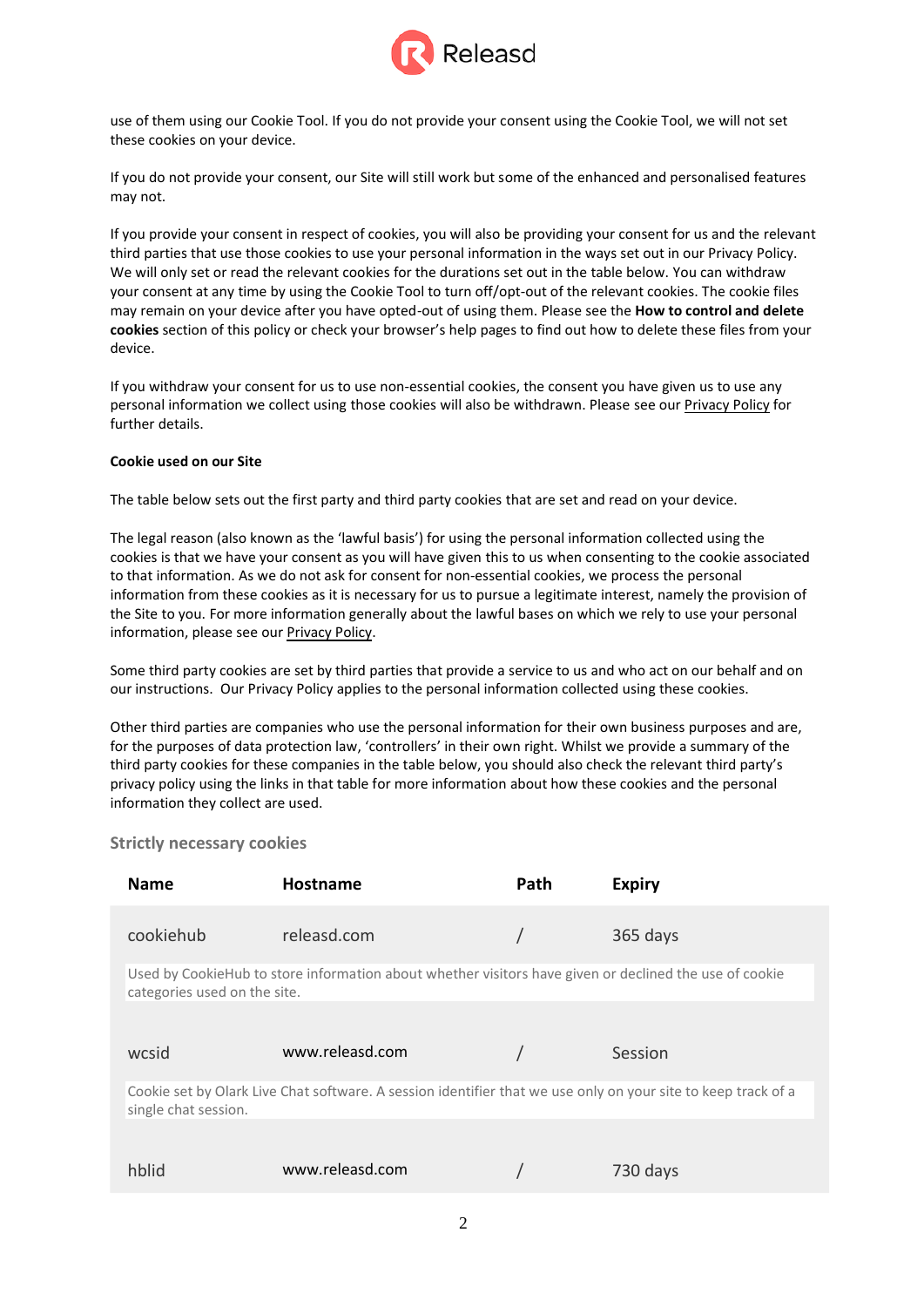use of them using our Cookie Tool. If you do not provide your consent using the Cookie Tool, we will not set these cookies on your device.

If you do not provide your consent, our Site will still work but some of the enhanced and personalised features may not.

If you provide your consent in respect of cookies, you will also be providing your consent for us and the relevant third parties that use those cookies to use your personal information in the ways set out in our Privacy Policy. We will only set or read the relevant cookies for the durations set out in the table below. You can withdraw your consent at any time by using the Cookie Tool to turn off/opt-out of the relevant cookies. The cookie files may remain on your device after you have opted-out of using them. Please see the **How to control and delete cookies** section of this policy or check your browser's help pages to find out how to delete these files from your device.

If you withdraw your consent for us to use non-essential cookies, the consent you have given us to use any personal information we collect using those cookies will also be withdrawn. Please see our Privacy Policy for further details.

**Cookie used on our Site**

The table below sets out the first party and third party cookies that are set and read on your device.

The legal reason (also known as the 'lawful basis') for using the personal information collected using the cookies is that we have your consent as you will have given this to us when consenting to the cookie associated to that information. As we do not ask for consent for non-essential cookies, we process the personal information from these cookies as it is necessary for us to pursue a legitimate interest, namely the provision of the Site to you. For more information generally about the lawful bases on which we rely to use your personal information, please see our Privacy Policy.

Some third party cookies are set by third parties that provide a service to us and who act on our behalf and on our instructions. Our Privacy Policy applies to the personal information collected using these cookies.

Other third parties are companies who use the personal information for their own business purposes and are, for the purposes of data protection law, 'controllers' in their own right. Whilst we provide a summary of the third party cookies for these companies in the table below, you should also check the relevant third party's privacy policy using the links in that table for more information about how these cookies and the personal information they collect are used.

### Strictly necessary cookies

| Name | Hostname | Path | Expiry |
|---|---|---|---|
| cookiehub | releasd.com | / | 365 days |
| Used by CookieHub to store information about whether visitors have given or declined the use of cookie categories used on the site. | | | |
| wcsid | www.releasd.com | / | Session |
| Cookie set by Olark Live Chat software. A session identifier that we use only on your site to keep track of a single chat session. | | | |
| hblid | www.releasd.com | / | 730 days |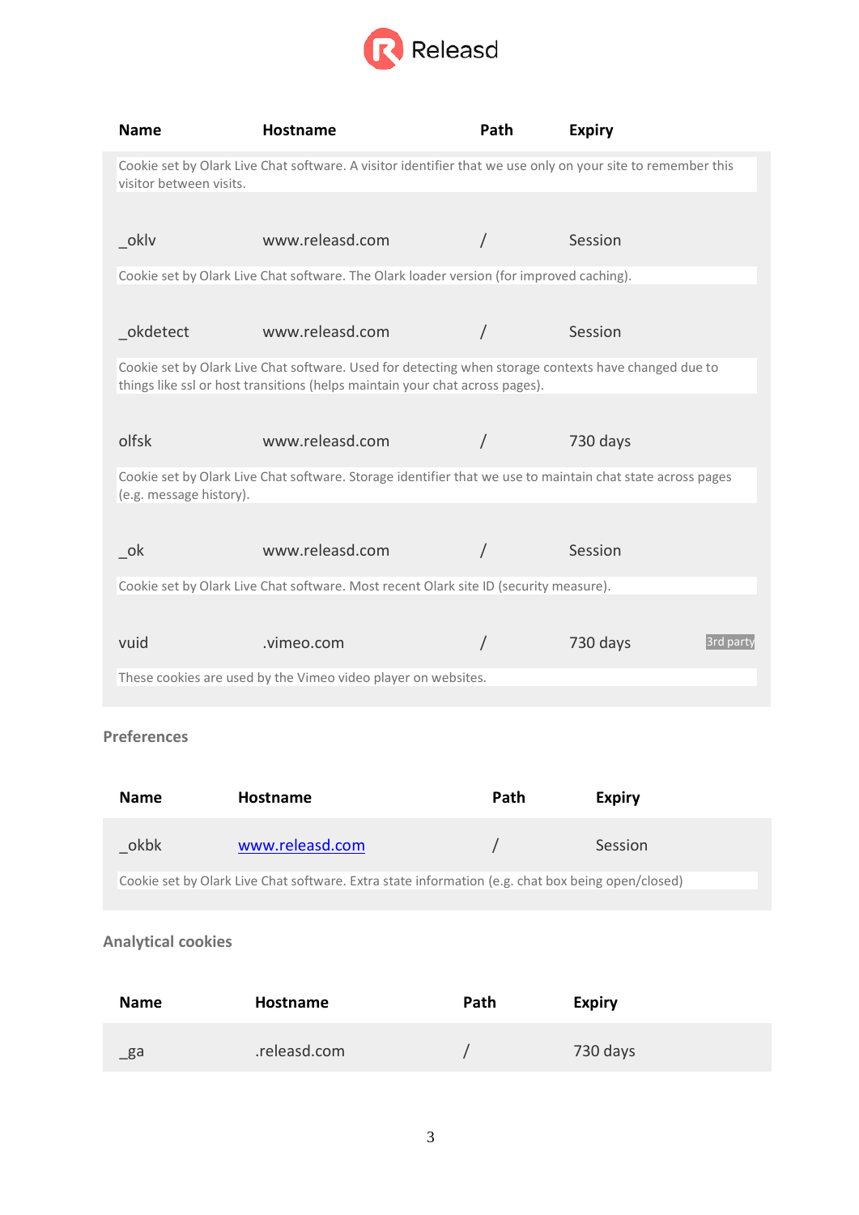| Name | Hostname | Path | Expiry | |
|---|---|---|---|---|
| Cookie set by Olark Live Chat software. A visitor identifier that we use only on your site to remember this visitor between visits. | | | | |
| _oklv | www.releasd.com | / | Session | |
| Cookie set by Olark Live Chat software. The Olark loader version (for improved caching). | | | | |
| _okdetect | www.releasd.com | / | Session | |
| Cookie set by Olark Live Chat software. Used for detecting when storage contexts have changed due to things like ssl or host transitions (helps maintain your chat across pages). | | | | |
| olfsk | www.releasd.com | / | 730 days | |
| Cookie set by Olark Live Chat software. Storage identifier that we use to maintain chat state across pages (e.g. message history). | | | | |
| _ok | www.releasd.com | / | Session | |
| Cookie set by Olark Live Chat software. Most recent Olark site ID (security measure). | | | | |
| vuid | .vimeo.com | / | 730 days | 3rd party |
| These cookies are used by the Vimeo video player on websites. | | | | |

### Preferences

| Name | Hostname | Path | Expiry |
|---|---|---|---|
| _okbk | www.releasd.com | / | Session |
| Cookie set by Olark Live Chat software. Extra state information (e.g. chat box being open/closed) | | | |

### Analytical cookies

| Name | Hostname | Path | Expiry |
|---|---|---|---|
| _ga | .releasd.com | / | 730 days |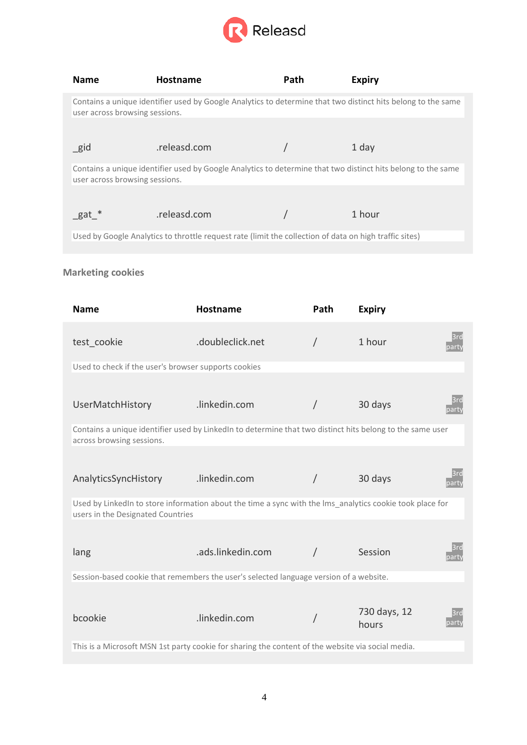| Name | Hostname | Path | Expiry |
|---|---|---|---|
| Contains a unique identifier used by Google Analytics to determine that two distinct hits belong to the same user across browsing sessions. | | | |
| _gid | .releasd.com | / | 1 day |
| Contains a unique identifier used by Google Analytics to determine that two distinct hits belong to the same user across browsing sessions. | | | |
| _gat_* | .releasd.com | / | 1 hour |
| Used by Google Analytics to throttle request rate (limit the collection of data on high traffic sites) | | | |

### Marketing cookies

| Name | Hostname | Path | Expiry | |
|---|---|---|---|---|
| test_cookie | .doubleclick.net | / | 1 hour | 3rd party |
| Used to check if the user's browser supports cookies | | | | |
| UserMatchHistory | .linkedin.com | / | 30 days | 3rd party |
| Contains a unique identifier used by LinkedIn to determine that two distinct hits belong to the same user across browsing sessions. | | | | |
| AnalyticsSyncHistory | .linkedin.com | / | 30 days | 3rd party |
| Used by LinkedIn to store information about the time a sync with the lms_analytics cookie took place for users in the Designated Countries | | | | |
| lang | .ads.linkedin.com | / | Session | 3rd party |
| Session-based cookie that remembers the user's selected language version of a website. | | | | |
| bcookie | .linkedin.com | / | 730 days, 12 hours | 3rd party |
| This is a Microsoft MSN 1st party cookie for sharing the content of the website via social media. | | | | |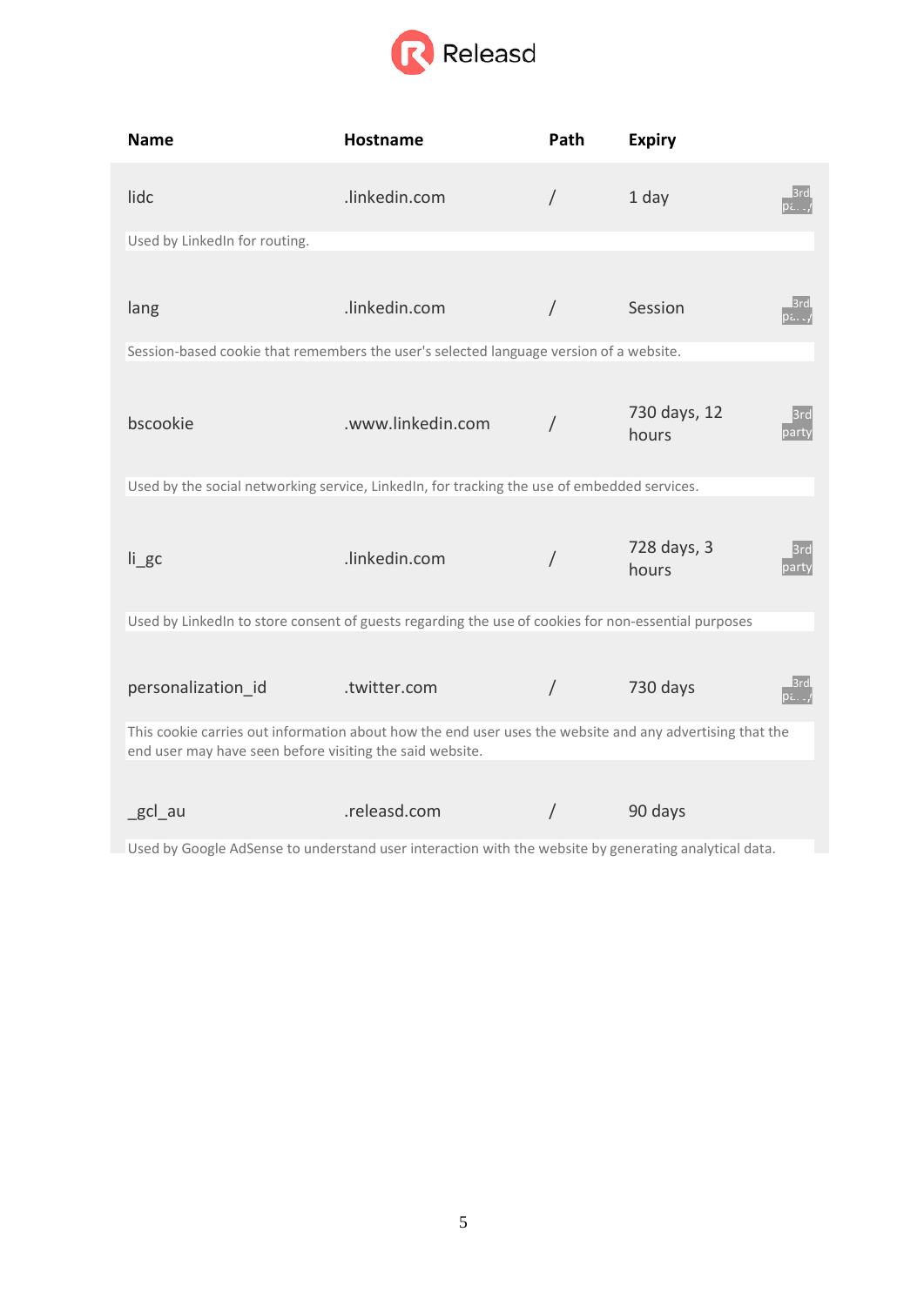| Name | Hostname | Path | Expiry | |
|---|---|---|---|---|
| lidc | .linkedin.com | / | 1 day | 3rd party |
| Used by LinkedIn for routing. | | | | |
| lang | .linkedin.com | / | Session | 3rd party |
| Session-based cookie that remembers the user's selected language version of a website. | | | | |
| bscookie | .www.linkedin.com | / | 730 days, 12 hours | 3rd party |
| Used by the social networking service, LinkedIn, for tracking the use of embedded services. | | | | |
| li_gc | .linkedin.com | / | 728 days, 3 hours | 3rd party |
| Used by LinkedIn to store consent of guests regarding the use of cookies for non-essential purposes | | | | |
| personalization_id | .twitter.com | / | 730 days | 3rd party |
| This cookie carries out information about how the end user uses the website and any advertising that the end user may have seen before visiting the said website. | | | | |
| _gcl_au | .releasd.com | / | 90 days | |
| Used by Google AdSense to understand user interaction with the website by generating analytical data. | | | | |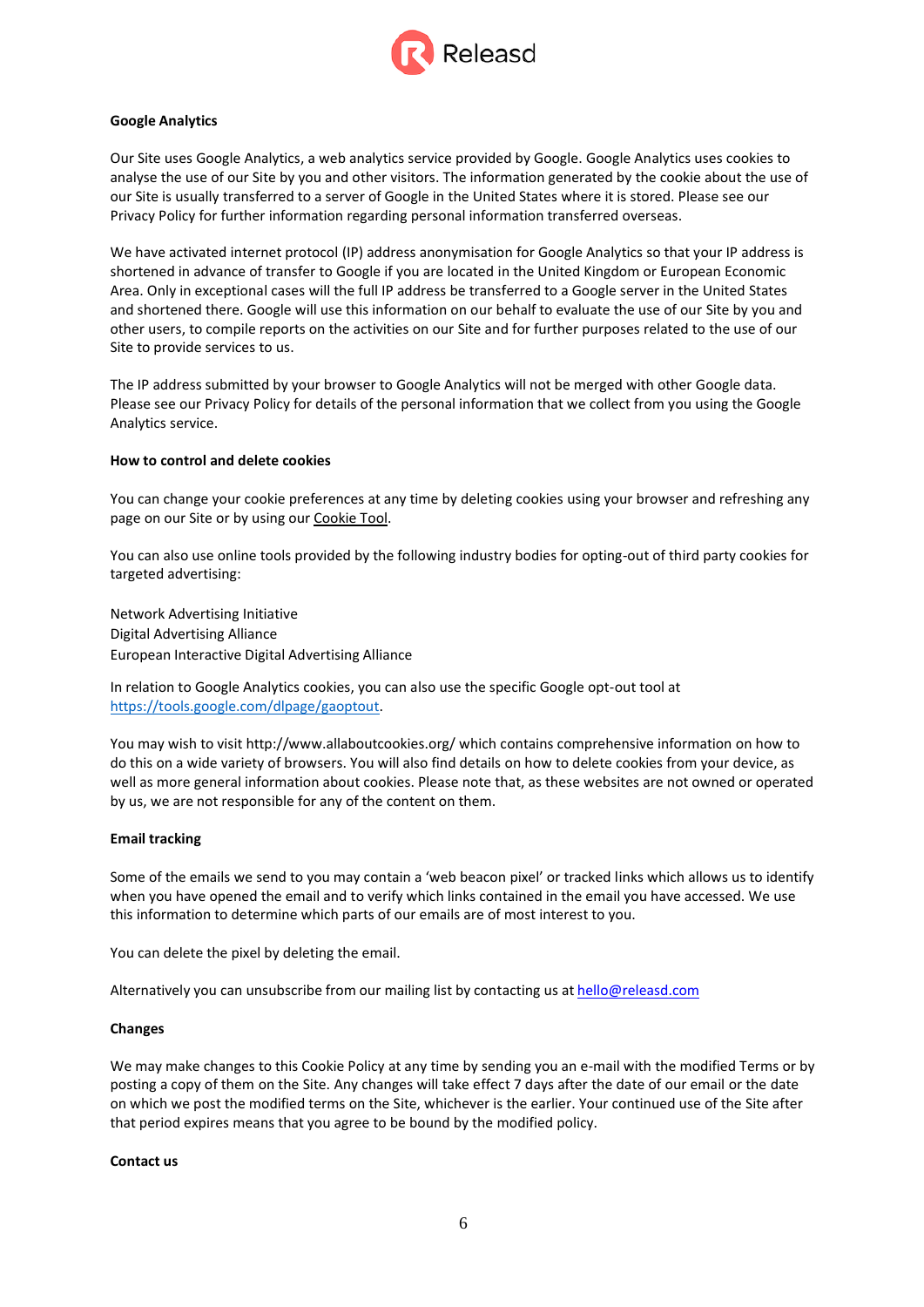**Google Analytics**

Our Site uses Google Analytics, a web analytics service provided by Google. Google Analytics uses cookies to analyse the use of our Site by you and other visitors. The information generated by the cookie about the use of our Site is usually transferred to a server of Google in the United States where it is stored. Please see our Privacy Policy for further information regarding personal information transferred overseas.

We have activated internet protocol (IP) address anonymisation for Google Analytics so that your IP address is shortened in advance of transfer to Google if you are located in the United Kingdom or European Economic Area. Only in exceptional cases will the full IP address be transferred to a Google server in the United States and shortened there. Google will use this information on our behalf to evaluate the use of our Site by you and other users, to compile reports on the activities on our Site and for further purposes related to the use of our Site to provide services to us.

The IP address submitted by your browser to Google Analytics will not be merged with other Google data. Please see our Privacy Policy for details of the personal information that we collect from you using the Google Analytics service.

**How to control and delete cookies**

You can change your cookie preferences at any time by deleting cookies using your browser and refreshing any page on our Site or by using our Cookie Tool.

You can also use online tools provided by the following industry bodies for opting-out of third party cookies for targeted advertising:

Network Advertising Initiative
Digital Advertising Alliance
European Interactive Digital Advertising Alliance

In relation to Google Analytics cookies, you can also use the specific Google opt-out tool at https://tools.google.com/dlpage/gaoptout.

You may wish to visit http://www.allaboutcookies.org/ which contains comprehensive information on how to do this on a wide variety of browsers. You will also find details on how to delete cookies from your device, as well as more general information about cookies. Please note that, as these websites are not owned or operated by us, we are not responsible for any of the content on them.

**Email tracking**

Some of the emails we send to you may contain a 'web beacon pixel' or tracked links which allows us to identify when you have opened the email and to verify which links contained in the email you have accessed. We use this information to determine which parts of our emails are of most interest to you.

You can delete the pixel by deleting the email.

Alternatively you can unsubscribe from our mailing list by contacting us at hello@releasd.com

**Changes**

We may make changes to this Cookie Policy at any time by sending you an e-mail with the modified Terms or by posting a copy of them on the Site. Any changes will take effect 7 days after the date of our email or the date on which we post the modified terms on the Site, whichever is the earlier. Your continued use of the Site after that period expires means that you agree to be bound by the modified policy.

**Contact us**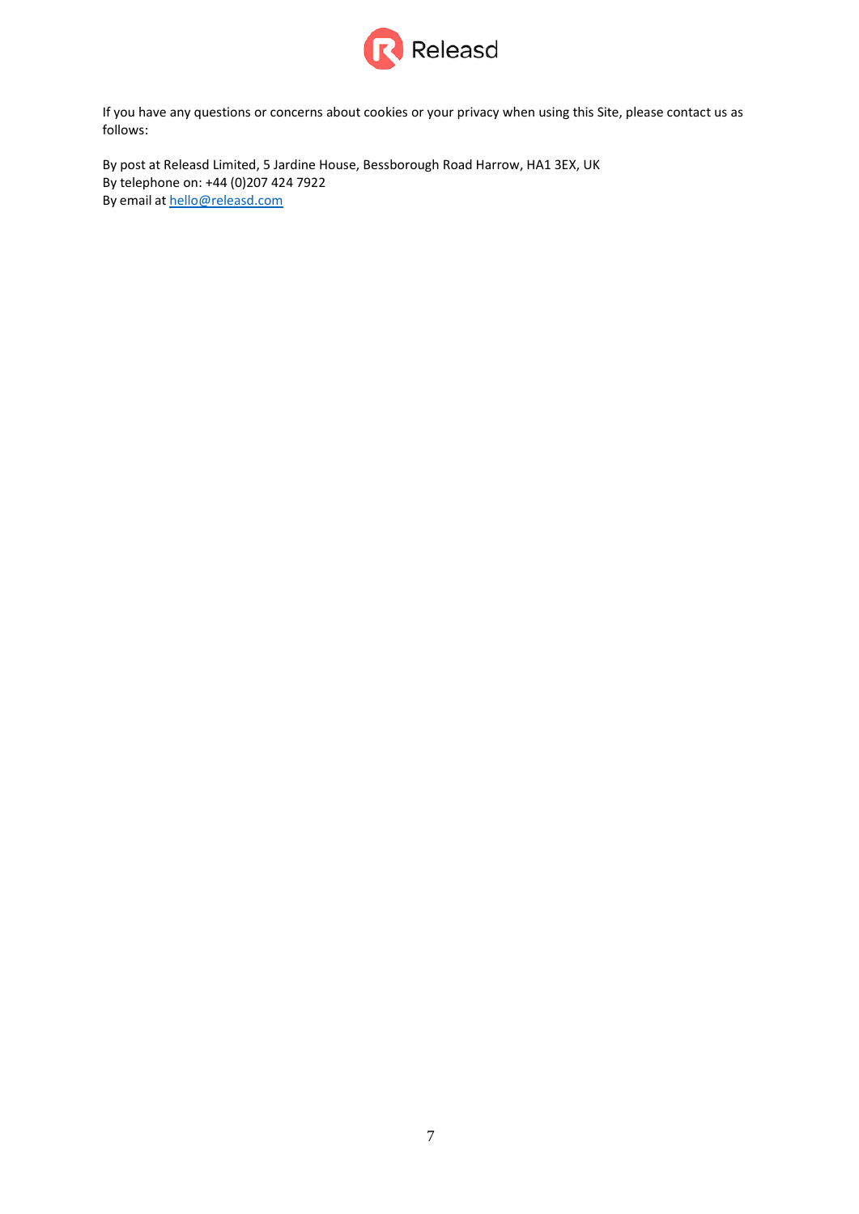If you have any questions or concerns about cookies or your privacy when using this Site, please contact us as follows:

By post at Releasd Limited, 5 Jardine House, Bessborough Road Harrow, HA1 3EX, UK
By telephone on: +44 (0)207 424 7922
By email at [hello@releasd.com](mailto:hello@releasd.com)